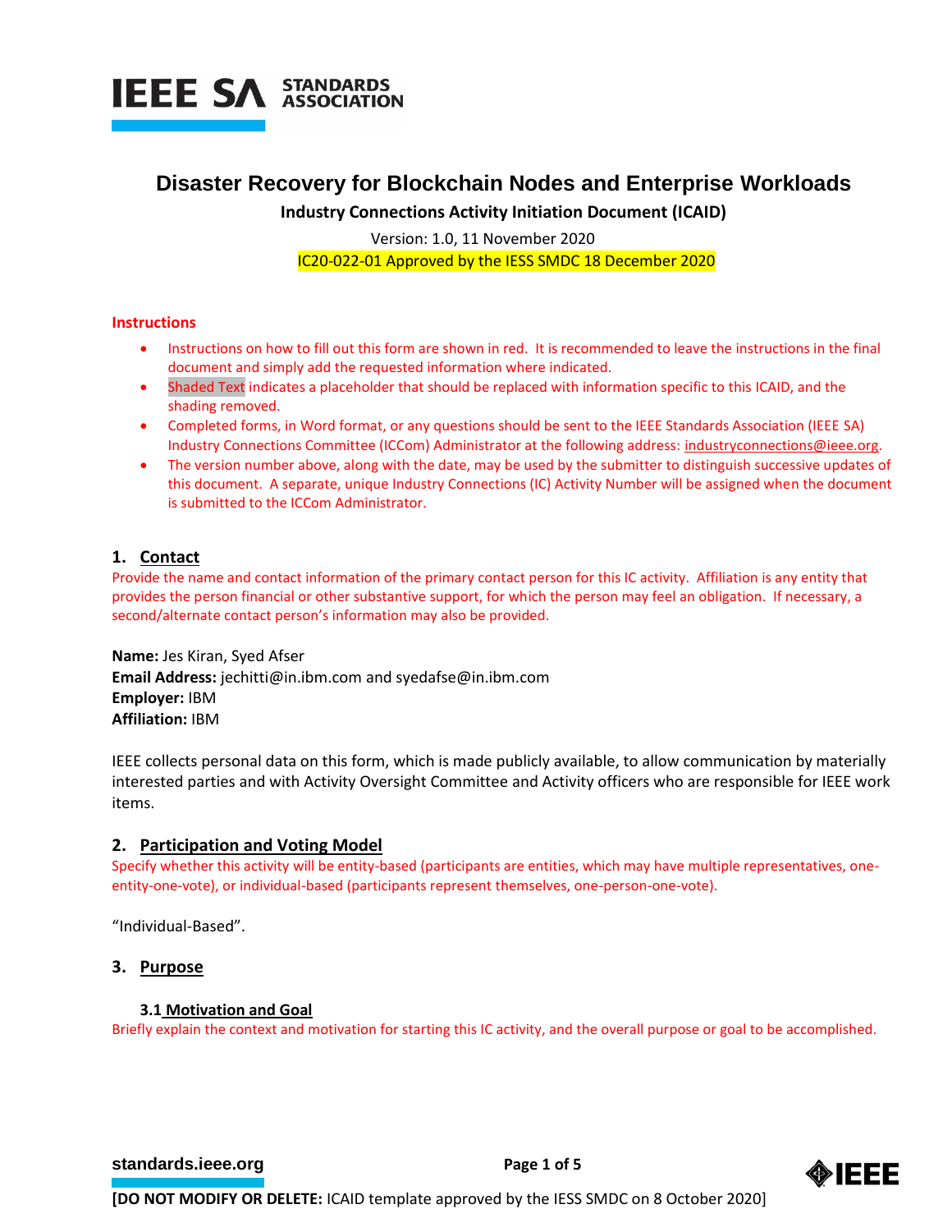# Disaster Recovery for Blockchain Nodes and Enterprise Workloads

**Industry Connections Activity Initiation Document (ICAID)**

Version: 1.0, 11 November 2020

IC20-022-01 Approved by the IESS SMDC 18 December 2020

## Instructions

- Instructions on how to fill out this form are shown in red. It is recommended to leave the instructions in the final document and simply add the requested information where indicated.
- Shaded Text indicates a placeholder that should be replaced with information specific to this ICAID, and the shading removed.
- Completed forms, in Word format, or any questions should be sent to the IEEE Standards Association (IEEE SA) Industry Connections Committee (ICCom) Administrator at the following address: industryconnections@ieee.org.
- The version number above, along with the date, may be used by the submitter to distinguish successive updates of this document. A separate, unique Industry Connections (IC) Activity Number will be assigned when the document is submitted to the ICCom Administrator.

## 1. Contact

Provide the name and contact information of the primary contact person for this IC activity. Affiliation is any entity that provides the person financial or other substantive support, for which the person may feel an obligation. If necessary, a second/alternate contact person's information may also be provided.

**Name:** Jes Kiran, Syed Afser
**Email Address:** jechitti@in.ibm.com and syedafse@in.ibm.com
**Employer:** IBM
**Affiliation:** IBM

IEEE collects personal data on this form, which is made publicly available, to allow communication by materially interested parties and with Activity Oversight Committee and Activity officers who are responsible for IEEE work items.

## 2. Participation and Voting Model

Specify whether this activity will be entity-based (participants are entities, which may have multiple representatives, one-entity-one-vote), or individual-based (participants represent themselves, one-person-one-vote).

"Individual-Based".

## 3. Purpose

### 3.1 Motivation and Goal

Briefly explain the context and motivation for starting this IC activity, and the overall purpose or goal to be accomplished.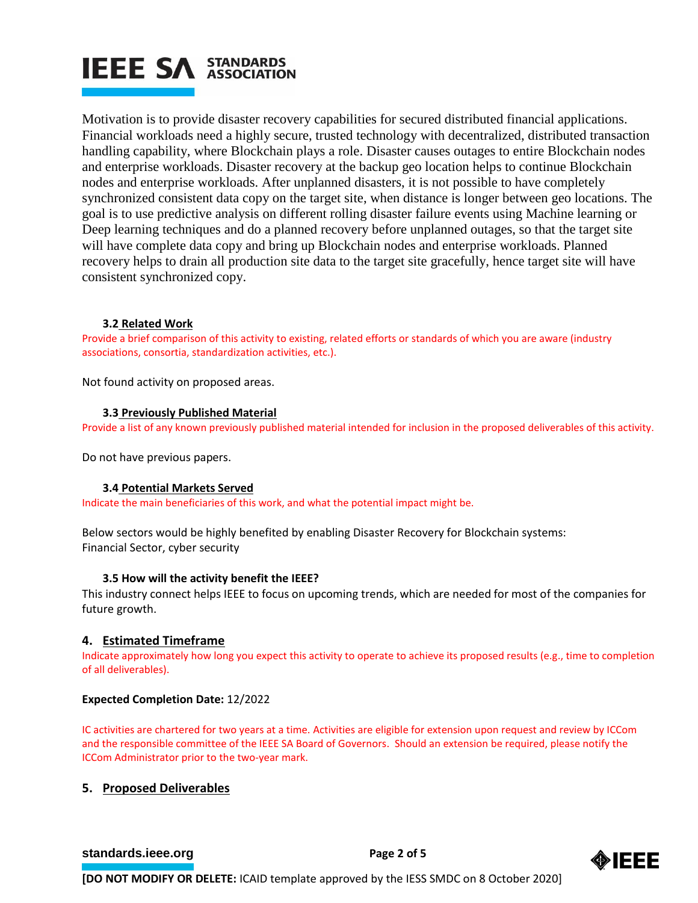Motivation is to provide disaster recovery capabilities for secured distributed financial applications. Financial workloads need a highly secure, trusted technology with decentralized, distributed transaction handling capability, where Blockchain plays a role. Disaster causes outages to entire Blockchain nodes and enterprise workloads. Disaster recovery at the backup geo location helps to continue Blockchain nodes and enterprise workloads. After unplanned disasters, it is not possible to have completely synchronized consistent data copy on the target site, when distance is longer between geo locations. The goal is to use predictive analysis on different rolling disaster failure events using Machine learning or Deep learning techniques and do a planned recovery before unplanned outages, so that the target site will have complete data copy and bring up Blockchain nodes and enterprise workloads. Planned recovery helps to drain all production site data to the target site gracefully, hence target site will have consistent synchronized copy.

### 3.2 Related Work

Provide a brief comparison of this activity to existing, related efforts or standards of which you are aware (industry associations, consortia, standardization activities, etc.).

Not found activity on proposed areas.

### 3.3 Previously Published Material

Provide a list of any known previously published material intended for inclusion in the proposed deliverables of this activity.

Do not have previous papers.

### 3.4 Potential Markets Served

Indicate the main beneficiaries of this work, and what the potential impact might be.

Below sectors would be highly benefited by enabling Disaster Recovery for Blockchain systems:
Financial Sector, cyber security

### 3.5 How will the activity benefit the IEEE?

This industry connect helps IEEE to focus on upcoming trends, which are needed for most of the companies for future growth.

## 4. Estimated Timeframe

Indicate approximately how long you expect this activity to operate to achieve its proposed results (e.g., time to completion of all deliverables).

**Expected Completion Date:** 12/2022

IC activities are chartered for two years at a time. Activities are eligible for extension upon request and review by ICCom and the responsible committee of the IEEE SA Board of Governors. Should an extension be required, please notify the ICCom Administrator prior to the two-year mark.

## 5. Proposed Deliverables

[DO NOT MODIFY OR DELETE: ICAID template approved by the IESS SMDC on 8 October 2020]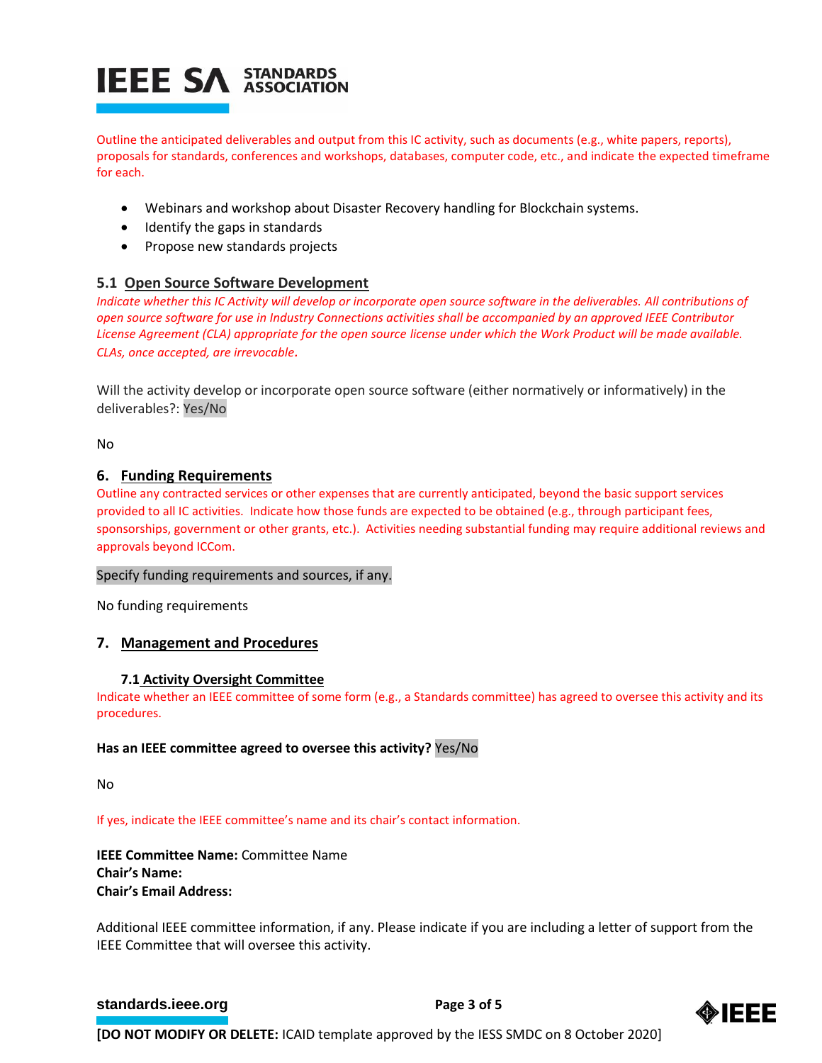Outline the anticipated deliverables and output from this IC activity, such as documents (e.g., white papers, reports), proposals for standards, conferences and workshops, databases, computer code, etc., and indicate the expected timeframe for each.

- Webinars and workshop about Disaster Recovery handling for Blockchain systems.
- Identify the gaps in standards
- Propose new standards projects

### 5.1 Open Source Software Development

*Indicate whether this IC Activity will develop or incorporate open source software in the deliverables. All contributions of open source software for use in Industry Connections activities shall be accompanied by an approved IEEE Contributor License Agreement (CLA) appropriate for the open source license under which the Work Product will be made available. CLAs, once accepted, are irrevocable.*

Will the activity develop or incorporate open source software (either normatively or informatively) in the deliverables?: Yes/No

No

## 6. Funding Requirements

Outline any contracted services or other expenses that are currently anticipated, beyond the basic support services provided to all IC activities. Indicate how those funds are expected to be obtained (e.g., through participant fees, sponsorships, government or other grants, etc.). Activities needing substantial funding may require additional reviews and approvals beyond ICCom.

Specify funding requirements and sources, if any.

No funding requirements

## 7. Management and Procedures

### 7.1 Activity Oversight Committee

Indicate whether an IEEE committee of some form (e.g., a Standards committee) has agreed to oversee this activity and its procedures.

**Has an IEEE committee agreed to oversee this activity?** Yes/No

No

If yes, indicate the IEEE committee's name and its chair's contact information.

**IEEE Committee Name:** Committee Name
**Chair's Name:**
**Chair's Email Address:**

Additional IEEE committee information, if any. Please indicate if you are including a letter of support from the IEEE Committee that will oversee this activity.

**[DO NOT MODIFY OR DELETE:** ICAID template approved by the IESS SMDC on 8 October 2020]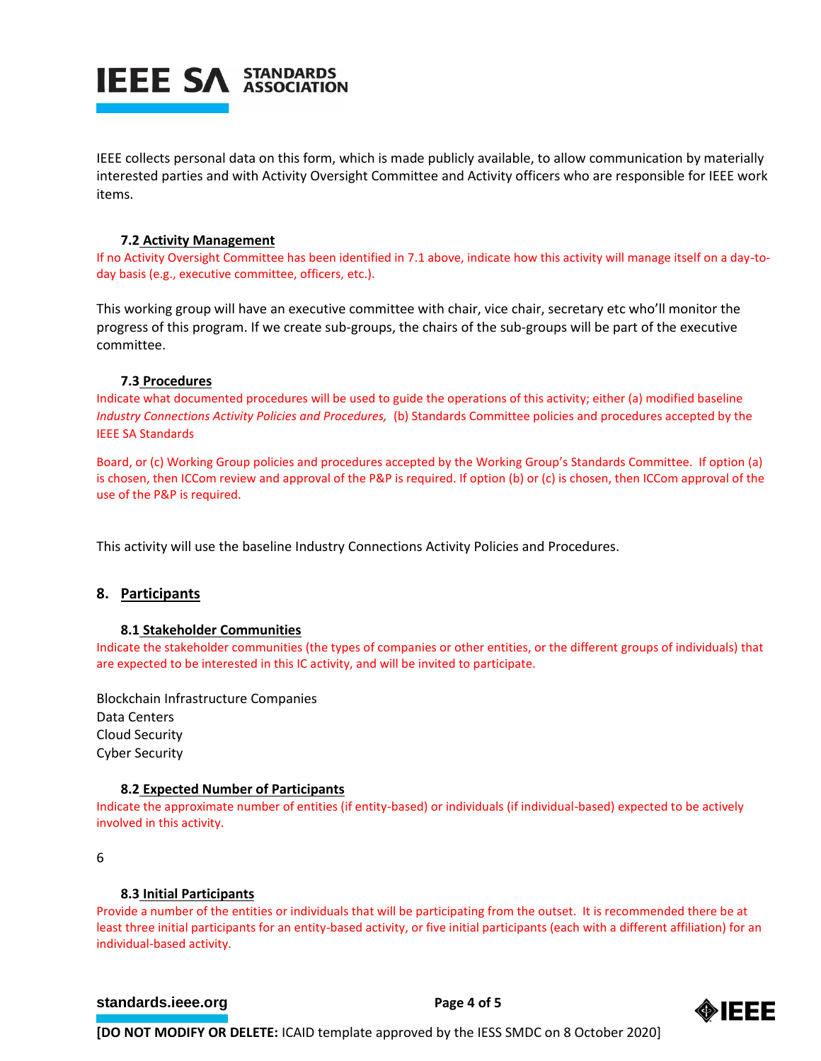IEEE collects personal data on this form, which is made publicly available, to allow communication by materially interested parties and with Activity Oversight Committee and Activity officers who are responsible for IEEE work items.

### 7.2 Activity Management

If no Activity Oversight Committee has been identified in 7.1 above, indicate how this activity will manage itself on a day-to-day basis (e.g., executive committee, officers, etc.).

This working group will have an executive committee with chair, vice chair, secretary etc who'll monitor the progress of this program. If we create sub-groups, the chairs of the sub-groups will be part of the executive committee.

### 7.3 Procedures

Indicate what documented procedures will be used to guide the operations of this activity; either (a) modified baseline *Industry Connections Activity Policies and Procedures,* (b) Standards Committee policies and procedures accepted by the IEEE SA Standards

Board, or (c) Working Group policies and procedures accepted by the Working Group's Standards Committee. If option (a) is chosen, then ICCom review and approval of the P&P is required. If option (b) or (c) is chosen, then ICCom approval of the use of the P&P is required.

This activity will use the baseline Industry Connections Activity Policies and Procedures.

## 8. Participants

### 8.1 Stakeholder Communities

Indicate the stakeholder communities (the types of companies or other entities, or the different groups of individuals) that are expected to be interested in this IC activity, and will be invited to participate.

Blockchain Infrastructure Companies
Data Centers
Cloud Security
Cyber Security

### 8.2 Expected Number of Participants

Indicate the approximate number of entities (if entity-based) or individuals (if individual-based) expected to be actively involved in this activity.

6

### 8.3 Initial Participants

Provide a number of the entities or individuals that will be participating from the outset. It is recommended there be at least three initial participants for an entity-based activity, or five initial participants (each with a different affiliation) for an individual-based activity.

**[DO NOT MODIFY OR DELETE:** ICAID template approved by the IESS SMDC on 8 October 2020]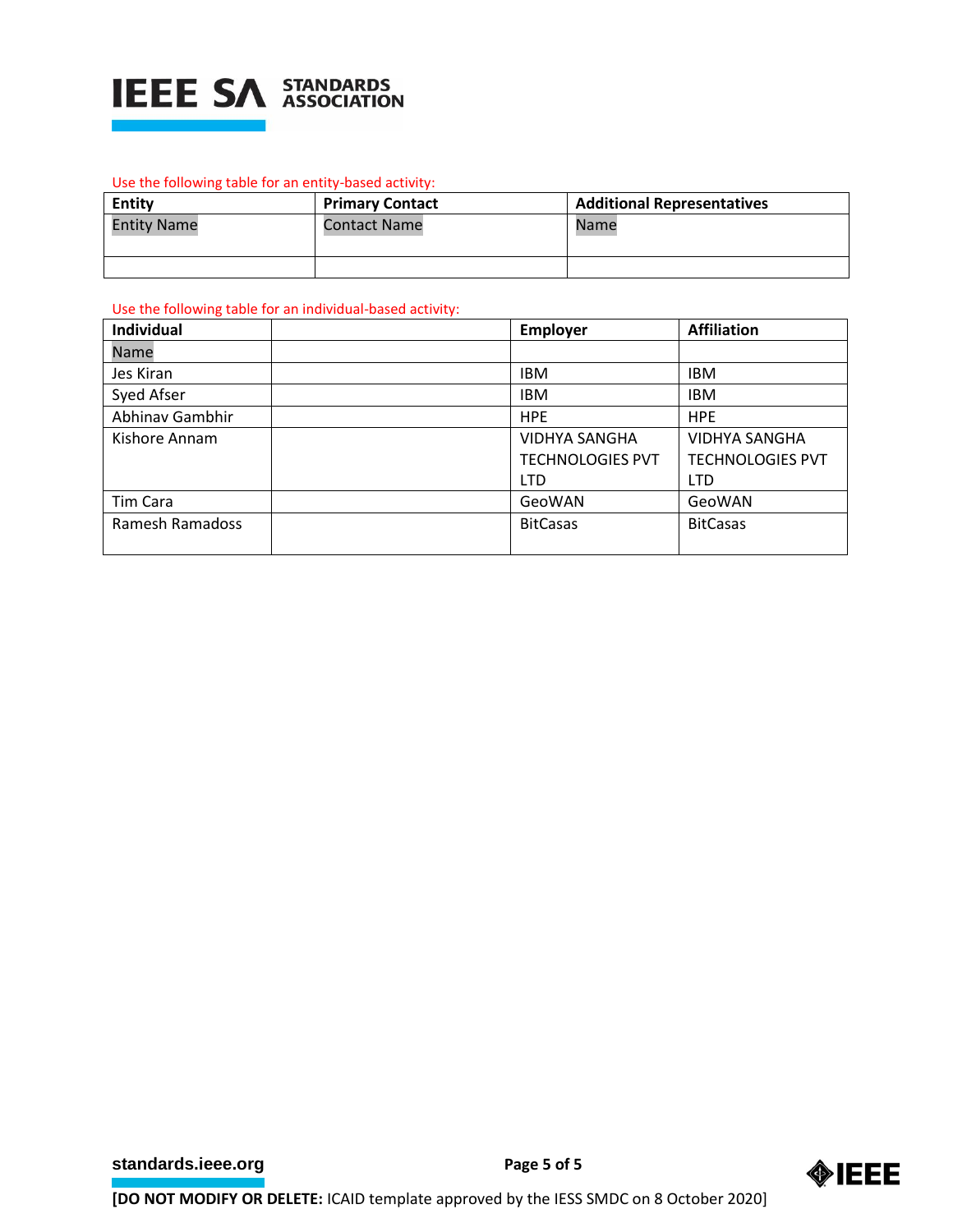Use the following table for an entity-based activity:

| Entity | Primary Contact | Additional Representatives |
| --- | --- | --- |
| Entity Name | Contact Name | Name |
| | | |

Use the following table for an individual-based activity:

| Individual | | Employer | Affiliation |
| --- | --- | --- | --- |
| Name | | | |
| Jes Kiran | | IBM | IBM |
| Syed Afser | | IBM | IBM |
| Abhinav Gambhir | | HPE | HPE |
| Kishore Annam | | VIDHYA SANGHA TECHNOLOGIES PVT LTD | VIDHYA SANGHA TECHNOLOGIES PVT LTD |
| Tim Cara | | GeoWAN | GeoWAN |
| Ramesh Ramadoss | | BitCasas | BitCasas |

**[DO NOT MODIFY OR DELETE:** ICAID template approved by the IESS SMDC on 8 October 2020]